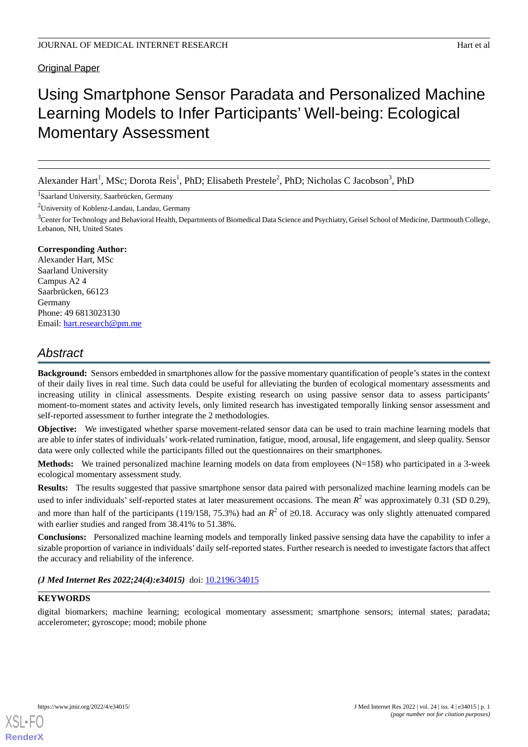Original Paper

# Using Smartphone Sensor Paradata and Personalized Machine Learning Models to Infer Participants' Well-being: Ecological Momentary Assessment

Alexander Hart[1], MSc; Dorota Reis[1], PhD; Elisabeth Prestele[2], PhD; Nicholas C Jacobson[3], PhD

[1]Saarland University, Saarbrücken, Germany

[2]University of Koblenz-Landau, Landau, Germany

[3]Center for Technology and Behavioral Health, Departments of Biomedical Data Science and Psychiatry, Geisel School of Medicine, Dartmouth College, Lebanon, NH, United States

**Corresponding Author:**
Alexander Hart, MSc
Saarland University
Campus A2 4
Saarbrücken, 66123
Germany
Phone: 49 6813023130
Email: hart.research@pm.me

## Abstract

**Background:** Sensors embedded in smartphones allow for the passive momentary quantification of people's states in the context of their daily lives in real time. Such data could be useful for alleviating the burden of ecological momentary assessments and increasing utility in clinical assessments. Despite existing research on using passive sensor data to assess participants' moment-to-moment states and activity levels, only limited research has investigated temporally linking sensor assessment and self-reported assessment to further integrate the 2 methodologies.

**Objective:** We investigated whether sparse movement-related sensor data can be used to train machine learning models that are able to infer states of individuals' work-related rumination, fatigue, mood, arousal, life engagement, and sleep quality. Sensor data were only collected while the participants filled out the questionnaires on their smartphones.

**Methods:** We trained personalized machine learning models on data from employees (N=158) who participated in a 3-week ecological momentary assessment study.

**Results:** The results suggested that passive smartphone sensor data paired with personalized machine learning models can be used to infer individuals' self-reported states at later measurement occasions. The mean $R^2$ was approximately 0.31 (SD 0.29), and more than half of the participants (119/158, 75.3%) had an $R^2$ of ≥0.18. Accuracy was only slightly attenuated compared with earlier studies and ranged from 38.41% to 51.38%.

**Conclusions:** Personalized machine learning models and temporally linked passive sensing data have the capability to infer a sizable proportion of variance in individuals' daily self-reported states. Further research is needed to investigate factors that affect the accuracy and reliability of the inference.

***(J Med Internet Res 2022;24(4):e34015)*** doi: 10.2196/34015

**KEYWORDS**

digital biomarkers; machine learning; ecological momentary assessment; smartphone sensors; internal states; paradata; accelerometer; gyroscope; mood; mobile phone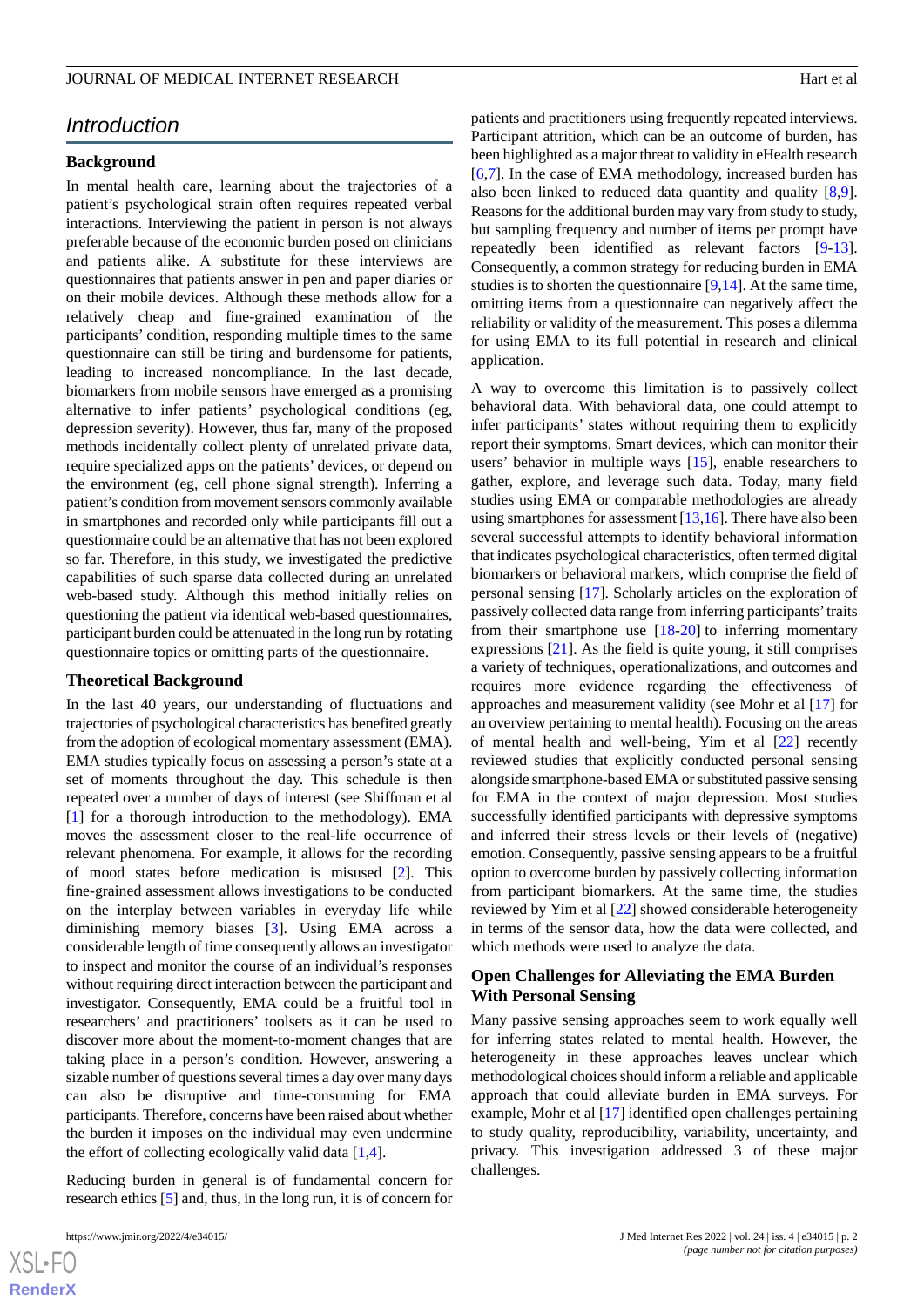## Introduction

### Background

In mental health care, learning about the trajectories of a patient's psychological strain often requires repeated verbal interactions. Interviewing the patient in person is not always preferable because of the economic burden posed on clinicians and patients alike. A substitute for these interviews are questionnaires that patients answer in pen and paper diaries or on their mobile devices. Although these methods allow for a relatively cheap and fine-grained examination of the participants' condition, responding multiple times to the same questionnaire can still be tiring and burdensome for patients, leading to increased noncompliance. In the last decade, biomarkers from mobile sensors have emerged as a promising alternative to infer patients' psychological conditions (eg, depression severity). However, thus far, many of the proposed methods incidentally collect plenty of unrelated private data, require specialized apps on the patients' devices, or depend on the environment (eg, cell phone signal strength). Inferring a patient's condition from movement sensors commonly available in smartphones and recorded only while participants fill out a questionnaire could be an alternative that has not been explored so far. Therefore, in this study, we investigated the predictive capabilities of such sparse data collected during an unrelated web-based study. Although this method initially relies on questioning the patient via identical web-based questionnaires, participant burden could be attenuated in the long run by rotating questionnaire topics or omitting parts of the questionnaire.

### Theoretical Background

In the last 40 years, our understanding of fluctuations and trajectories of psychological characteristics has benefited greatly from the adoption of ecological momentary assessment (EMA). EMA studies typically focus on assessing a person's state at a set of moments throughout the day. This schedule is then repeated over a number of days of interest (see Shiffman et al [1] for a thorough introduction to the methodology). EMA moves the assessment closer to the real-life occurrence of relevant phenomena. For example, it allows for the recording of mood states before medication is misused [2]. This fine-grained assessment allows investigations to be conducted on the interplay between variables in everyday life while diminishing memory biases [3]. Using EMA across a considerable length of time consequently allows an investigator to inspect and monitor the course of an individual's responses without requiring direct interaction between the participant and investigator. Consequently, EMA could be a fruitful tool in researchers' and practitioners' toolsets as it can be used to discover more about the moment-to-moment changes that are taking place in a person's condition. However, answering a sizable number of questions several times a day over many days can also be disruptive and time-consuming for EMA participants. Therefore, concerns have been raised about whether the burden it imposes on the individual may even undermine the effort of collecting ecologically valid data [1,4].

Reducing burden in general is of fundamental concern for research ethics [5] and, thus, in the long run, it is of concern for patients and practitioners using frequently repeated interviews. Participant attrition, which can be an outcome of burden, has been highlighted as a major threat to validity in eHealth research [6,7]. In the case of EMA methodology, increased burden has also been linked to reduced data quantity and quality [8,9]. Reasons for the additional burden may vary from study to study, but sampling frequency and number of items per prompt have repeatedly been identified as relevant factors [9-13]. Consequently, a common strategy for reducing burden in EMA studies is to shorten the questionnaire [9,14]. At the same time, omitting items from a questionnaire can negatively affect the reliability or validity of the measurement. This poses a dilemma for using EMA to its full potential in research and clinical application.

A way to overcome this limitation is to passively collect behavioral data. With behavioral data, one could attempt to infer participants' states without requiring them to explicitly report their symptoms. Smart devices, which can monitor their users' behavior in multiple ways [15], enable researchers to gather, explore, and leverage such data. Today, many field studies using EMA or comparable methodologies are already using smartphones for assessment [13,16]. There have also been several successful attempts to identify behavioral information that indicates psychological characteristics, often termed digital biomarkers or behavioral markers, which comprise the field of personal sensing [17]. Scholarly articles on the exploration of passively collected data range from inferring participants' traits from their smartphone use [18-20] to inferring momentary expressions [21]. As the field is quite young, it still comprises a variety of techniques, operationalizations, and outcomes and requires more evidence regarding the effectiveness of approaches and measurement validity (see Mohr et al [17] for an overview pertaining to mental health). Focusing on the areas of mental health and well-being, Yim et al [22] recently reviewed studies that explicitly conducted personal sensing alongside smartphone-based EMA or substituted passive sensing for EMA in the context of major depression. Most studies successfully identified participants with depressive symptoms and inferred their stress levels or their levels of (negative) emotion. Consequently, passive sensing appears to be a fruitful option to overcome burden by passively collecting information from participant biomarkers. At the same time, the studies reviewed by Yim et al [22] showed considerable heterogeneity in terms of the sensor data, how the data were collected, and which methods were used to analyze the data.

### Open Challenges for Alleviating the EMA Burden With Personal Sensing

Many passive sensing approaches seem to work equally well for inferring states related to mental health. However, the heterogeneity in these approaches leaves unclear which methodological choices should inform a reliable and applicable approach that could alleviate burden in EMA surveys. For example, Mohr et al [17] identified open challenges pertaining to study quality, reproducibility, variability, uncertainty, and privacy. This investigation addressed 3 of these major challenges.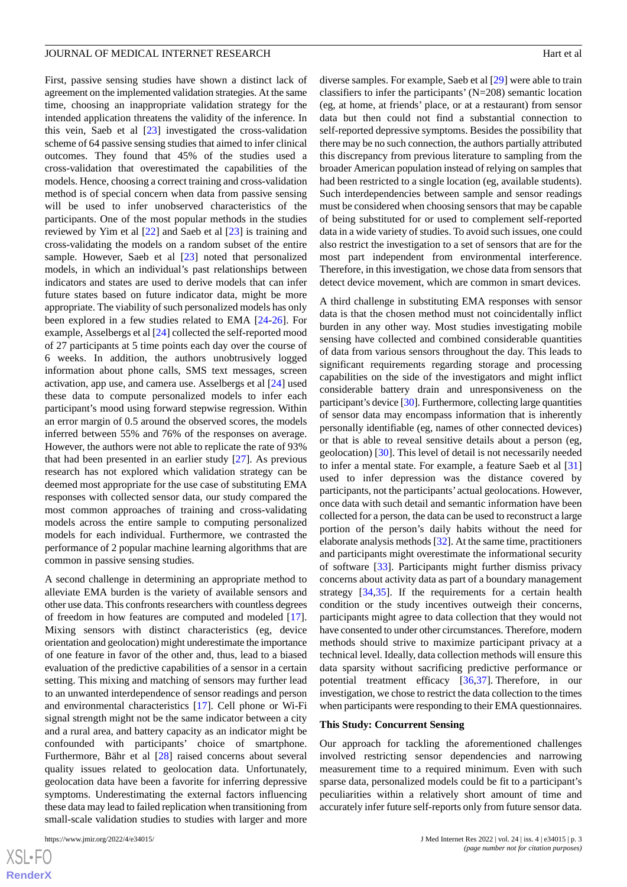First, passive sensing studies have shown a distinct lack of agreement on the implemented validation strategies. At the same time, choosing an inappropriate validation strategy for the intended application threatens the validity of the inference. In this vein, Saeb et al [23] investigated the cross-validation scheme of 64 passive sensing studies that aimed to infer clinical outcomes. They found that 45% of the studies used a cross-validation that overestimated the capabilities of the models. Hence, choosing a correct training and cross-validation method is of special concern when data from passive sensing will be used to infer unobserved characteristics of the participants. One of the most popular methods in the studies reviewed by Yim et al [22] and Saeb et al [23] is training and cross-validating the models on a random subset of the entire sample. However, Saeb et al [23] noted that personalized models, in which an individual's past relationships between indicators and states are used to derive models that can infer future states based on future indicator data, might be more appropriate. The viability of such personalized models has only been explored in a few studies related to EMA [24-26]. For example, Asselbergs et al [24] collected the self-reported mood of 27 participants at 5 time points each day over the course of 6 weeks. In addition, the authors unobtrusively logged information about phone calls, SMS text messages, screen activation, app use, and camera use. Asselbergs et al [24] used these data to compute personalized models to infer each participant's mood using forward stepwise regression. Within an error margin of 0.5 around the observed scores, the models inferred between 55% and 76% of the responses on average. However, the authors were not able to replicate the rate of 93% that had been presented in an earlier study [27]. As previous research has not explored which validation strategy can be deemed most appropriate for the use case of substituting EMA responses with collected sensor data, our study compared the most common approaches of training and cross-validating models across the entire sample to computing personalized models for each individual. Furthermore, we contrasted the performance of 2 popular machine learning algorithms that are common in passive sensing studies.

A second challenge in determining an appropriate method to alleviate EMA burden is the variety of available sensors and other use data. This confronts researchers with countless degrees of freedom in how features are computed and modeled [17]. Mixing sensors with distinct characteristics (eg, device orientation and geolocation) might underestimate the importance of one feature in favor of the other and, thus, lead to a biased evaluation of the predictive capabilities of a sensor in a certain setting. This mixing and matching of sensors may further lead to an unwanted interdependence of sensor readings and person and environmental characteristics [17]. Cell phone or Wi-Fi signal strength might not be the same indicator between a city and a rural area, and battery capacity as an indicator might be confounded with participants' choice of smartphone. Furthermore, Bähr et al [28] raised concerns about several quality issues related to geolocation data. Unfortunately, geolocation data have been a favorite for inferring depressive symptoms. Underestimating the external factors influencing these data may lead to failed replication when transitioning from small-scale validation studies to studies with larger and more diverse samples. For example, Saeb et al [29] were able to train classifiers to infer the participants' (N=208) semantic location (eg, at home, at friends' place, or at a restaurant) from sensor data but then could not find a substantial connection to self-reported depressive symptoms. Besides the possibility that there may be no such connection, the authors partially attributed this discrepancy from previous literature to sampling from the broader American population instead of relying on samples that had been restricted to a single location (eg, available students). Such interdependencies between sample and sensor readings must be considered when choosing sensors that may be capable of being substituted for or used to complement self-reported data in a wide variety of studies. To avoid such issues, one could also restrict the investigation to a set of sensors that are for the most part independent from environmental interference. Therefore, in this investigation, we chose data from sensors that detect device movement, which are common in smart devices.

A third challenge in substituting EMA responses with sensor data is that the chosen method must not coincidentally inflict burden in any other way. Most studies investigating mobile sensing have collected and combined considerable quantities of data from various sensors throughout the day. This leads to significant requirements regarding storage and processing capabilities on the side of the investigators and might inflict considerable battery drain and unresponsiveness on the participant's device [30]. Furthermore, collecting large quantities of sensor data may encompass information that is inherently personally identifiable (eg, names of other connected devices) or that is able to reveal sensitive details about a person (eg, geolocation) [30]. This level of detail is not necessarily needed to infer a mental state. For example, a feature Saeb et al [31] used to infer depression was the distance covered by participants, not the participants' actual geolocations. However, once data with such detail and semantic information have been collected for a person, the data can be used to reconstruct a large portion of the person's daily habits without the need for elaborate analysis methods [32]. At the same time, practitioners and participants might overestimate the informational security of software [33]. Participants might further dismiss privacy concerns about activity data as part of a boundary management strategy [34,35]. If the requirements for a certain health condition or the study incentives outweigh their concerns, participants might agree to data collection that they would not have consented to under other circumstances. Therefore, modern methods should strive to maximize participant privacy at a technical level. Ideally, data collection methods will ensure this data sparsity without sacrificing predictive performance or potential treatment efficacy [36,37]. Therefore, in our investigation, we chose to restrict the data collection to the times when participants were responding to their EMA questionnaires.

### This Study: Concurrent Sensing

Our approach for tackling the aforementioned challenges involved restricting sensor dependencies and narrowing measurement time to a required minimum. Even with such sparse data, personalized models could be fit to a participant's peculiarities within a relatively short amount of time and accurately infer future self-reports only from future sensor data.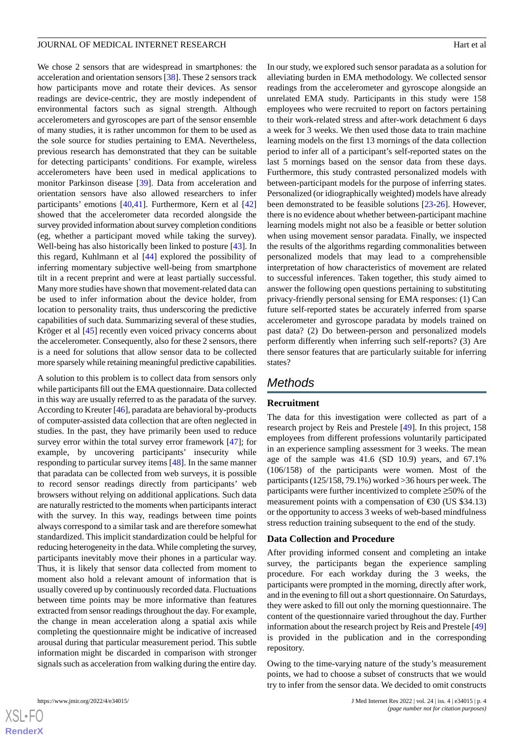We chose 2 sensors that are widespread in smartphones: the acceleration and orientation sensors [38]. These 2 sensors track how participants move and rotate their devices. As sensor readings are device-centric, they are mostly independent of environmental factors such as signal strength. Although accelerometers and gyroscopes are part of the sensor ensemble of many studies, it is rather uncommon for them to be used as the sole source for studies pertaining to EMA. Nevertheless, previous research has demonstrated that they can be suitable for detecting participants' conditions. For example, wireless accelerometers have been used in medical applications to monitor Parkinson disease [39]. Data from acceleration and orientation sensors have also allowed researchers to infer participants' emotions [40,41]. Furthermore, Kern et al [42] showed that the accelerometer data recorded alongside the survey provided information about survey completion conditions (eg, whether a participant moved while taking the survey). Well-being has also historically been linked to posture [43]. In this regard, Kuhlmann et al [44] explored the possibility of inferring momentary subjective well-being from smartphone tilt in a recent preprint and were at least partially successful. Many more studies have shown that movement-related data can be used to infer information about the device holder, from location to personality traits, thus underscoring the predictive capabilities of such data. Summarizing several of these studies, Kröger et al [45] recently even voiced privacy concerns about the accelerometer. Consequently, also for these 2 sensors, there is a need for solutions that allow sensor data to be collected more sparsely while retaining meaningful predictive capabilities.

A solution to this problem is to collect data from sensors only while participants fill out the EMA questionnaire. Data collected in this way are usually referred to as the paradata of the survey. According to Kreuter [46], paradata are behavioral by-products of computer-assisted data collection that are often neglected in studies. In the past, they have primarily been used to reduce survey error within the total survey error framework [47]; for example, by uncovering participants' insecurity while responding to particular survey items [48]. In the same manner that paradata can be collected from web surveys, it is possible to record sensor readings directly from participants' web browsers without relying on additional applications. Such data are naturally restricted to the moments when participants interact with the survey. In this way, readings between time points always correspond to a similar task and are therefore somewhat standardized. This implicit standardization could be helpful for reducing heterogeneity in the data. While completing the survey, participants inevitably move their phones in a particular way. Thus, it is likely that sensor data collected from moment to moment also hold a relevant amount of information that is usually covered up by continuously recorded data. Fluctuations between time points may be more informative than features extracted from sensor readings throughout the day. For example, the change in mean acceleration along a spatial axis while completing the questionnaire might be indicative of increased arousal during that particular measurement period. This subtle information might be discarded in comparison with stronger signals such as acceleration from walking during the entire day.

In our study, we explored such sensor paradata as a solution for alleviating burden in EMA methodology. We collected sensor readings from the accelerometer and gyroscope alongside an unrelated EMA study. Participants in this study were 158 employees who were recruited to report on factors pertaining to their work-related stress and after-work detachment 6 days a week for 3 weeks. We then used those data to train machine learning models on the first 13 mornings of the data collection period to infer all of a participant's self-reported states on the last 5 mornings based on the sensor data from these days. Furthermore, this study contrasted personalized models with between-participant models for the purpose of inferring states. Personalized (or idiographically weighted) models have already been demonstrated to be feasible solutions [23-26]. However, there is no evidence about whether between-participant machine learning models might not also be a feasible or better solution when using movement sensor paradata. Finally, we inspected the results of the algorithms regarding commonalities between personalized models that may lead to a comprehensible interpretation of how characteristics of movement are related to successful inferences. Taken together, this study aimed to answer the following open questions pertaining to substituting privacy-friendly personal sensing for EMA responses: (1) Can future self-reported states be accurately inferred from sparse accelerometer and gyroscope paradata by models trained on past data? (2) Do between-person and personalized models perform differently when inferring such self-reports? (3) Are there sensor features that are particularly suitable for inferring states?

## Methods

### Recruitment

The data for this investigation were collected as part of a research project by Reis and Prestele [49]. In this project, 158 employees from different professions voluntarily participated in an experience sampling assessment for 3 weeks. The mean age of the sample was 41.6 (SD 10.9) years, and 67.1% (106/158) of the participants were women. Most of the participants (125/158, 79.1%) worked >36 hours per week. The participants were further incentivized to complete ≥50% of the measurement points with a compensation of €30 (US $34.13) or the opportunity to access 3 weeks of web-based mindfulness stress reduction training subsequent to the end of the study.

### Data Collection and Procedure

After providing informed consent and completing an intake survey, the participants began the experience sampling procedure. For each workday during the 3 weeks, the participants were prompted in the morning, directly after work, and in the evening to fill out a short questionnaire. On Saturdays, they were asked to fill out only the morning questionnaire. The content of the questionnaire varied throughout the day. Further information about the research project by Reis and Prestele [49] is provided in the publication and in the corresponding repository.

Owing to the time-varying nature of the study's measurement points, we had to choose a subset of constructs that we would try to infer from the sensor data. We decided to omit constructs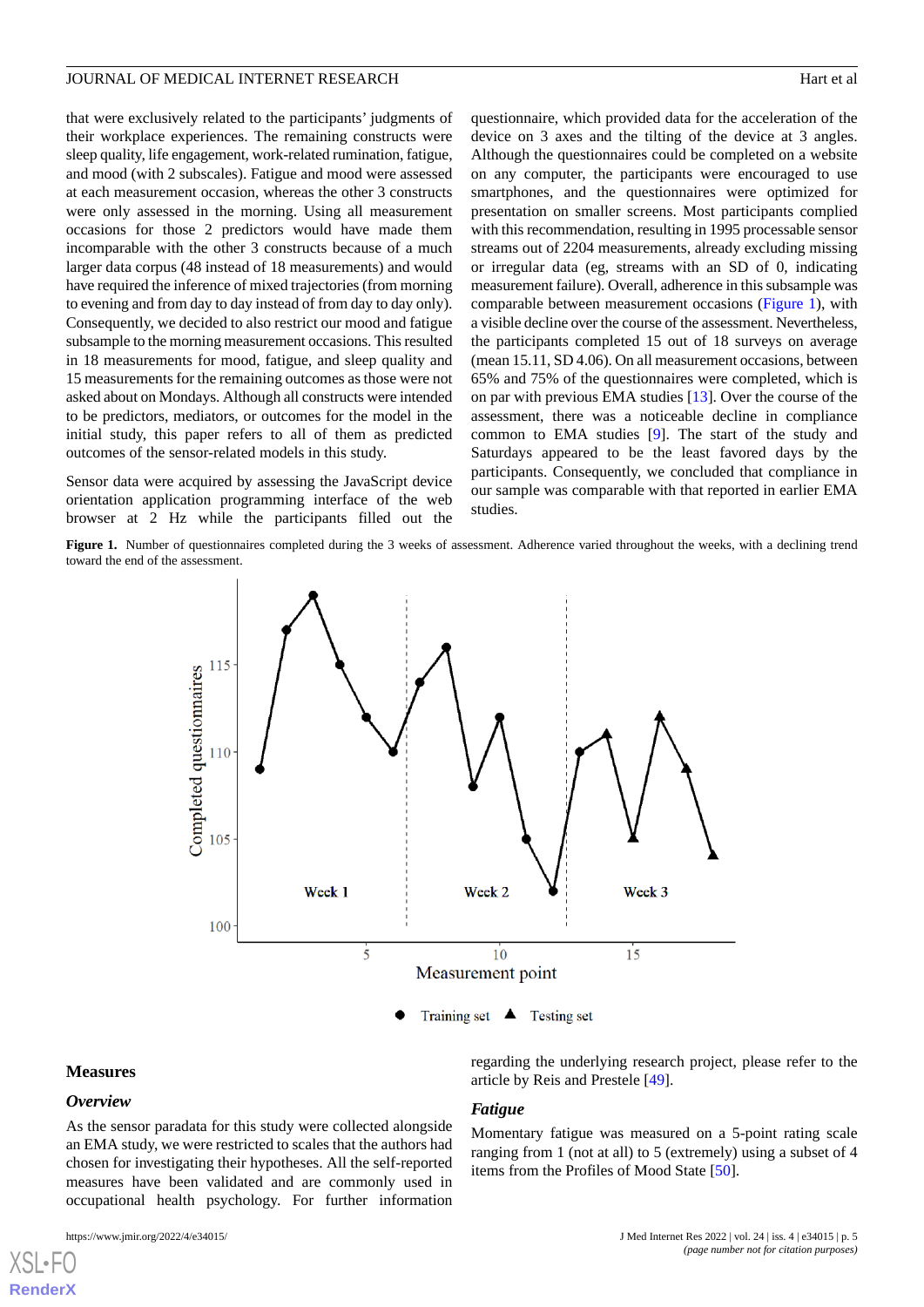that were exclusively related to the participants' judgments of their workplace experiences. The remaining constructs were sleep quality, life engagement, work-related rumination, fatigue, and mood (with 2 subscales). Fatigue and mood were assessed at each measurement occasion, whereas the other 3 constructs were only assessed in the morning. Using all measurement occasions for those 2 predictors would have made them incomparable with the other 3 constructs because of a much larger data corpus (48 instead of 18 measurements) and would have required the inference of mixed trajectories (from morning to evening and from day to day instead of from day to day only). Consequently, we decided to also restrict our mood and fatigue subsample to the morning measurement occasions. This resulted in 18 measurements for mood, fatigue, and sleep quality and 15 measurements for the remaining outcomes as those were not asked about on Mondays. Although all constructs were intended to be predictors, mediators, or outcomes for the model in the initial study, this paper refers to all of them as predicted outcomes of the sensor-related models in this study.

Sensor data were acquired by assessing the JavaScript device orientation application programming interface of the web browser at 2 Hz while the participants filled out the questionnaire, which provided data for the acceleration of the device on 3 axes and the tilting of the device at 3 angles. Although the questionnaires could be completed on a website on any computer, the participants were encouraged to use smartphones, and the questionnaires were optimized for presentation on smaller screens. Most participants complied with this recommendation, resulting in 1995 processable sensor streams out of 2204 measurements, already excluding missing or irregular data (eg, streams with an SD of 0, indicating measurement failure). Overall, adherence in this subsample was comparable between measurement occasions (Figure 1), with a visible decline over the course of the assessment. Nevertheless, the participants completed 15 out of 18 surveys on average (mean 15.11, SD 4.06). On all measurement occasions, between 65% and 75% of the questionnaires were completed, which is on par with previous EMA studies [13]. Over the course of the assessment, there was a noticeable decline in compliance common to EMA studies [9]. The start of the study and Saturdays appeared to be the least favored days by the participants. Consequently, we concluded that compliance in our sample was comparable with that reported in earlier EMA studies.

**Figure 1.** Number of questionnaires completed during the 3 weeks of assessment. Adherence varied throughout the weeks, with a declining trend toward the end of the assessment.

## Measures

### Overview

As the sensor paradata for this study were collected alongside an EMA study, we were restricted to scales that the authors had chosen for investigating their hypotheses. All the self-reported measures have been validated and are commonly used in occupational health psychology. For further information regarding the underlying research project, please refer to the article by Reis and Prestele [49].

### Fatigue

Momentary fatigue was measured on a 5-point rating scale ranging from 1 (not at all) to 5 (extremely) using a subset of 4 items from the Profiles of Mood State [50].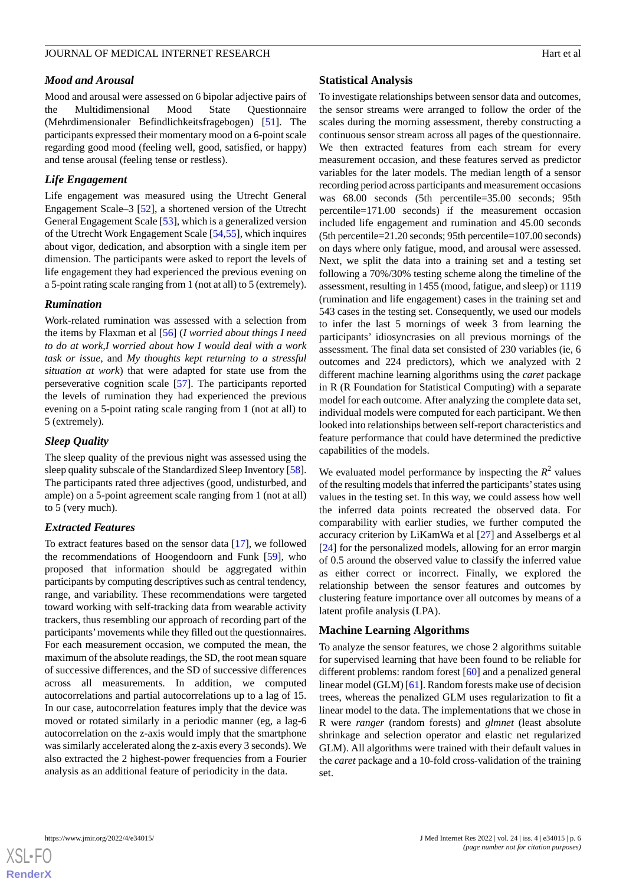### Mood and Arousal

Mood and arousal were assessed on 6 bipolar adjective pairs of the Multidimensional Mood State Questionnaire (Mehrdimensionaler Befindlichkeitsfragebogen) [51]. The participants expressed their momentary mood on a 6-point scale regarding good mood (feeling well, good, satisfied, or happy) and tense arousal (feeling tense or restless).

### Life Engagement

Life engagement was measured using the Utrecht General Engagement Scale–3 [52], a shortened version of the Utrecht General Engagement Scale [53], which is a generalized version of the Utrecht Work Engagement Scale [54,55], which inquires about vigor, dedication, and absorption with a single item per dimension. The participants were asked to report the levels of life engagement they had experienced the previous evening on a 5-point rating scale ranging from 1 (not at all) to 5 (extremely).

### Rumination

Work-related rumination was assessed with a selection from the items by Flaxman et al [56] (*I worried about things I need to do at work,I worried about how I would deal with a work task or issue*, and *My thoughts kept returning to a stressful situation at work*) that were adapted for state use from the perseverative cognition scale [57]. The participants reported the levels of rumination they had experienced the previous evening on a 5-point rating scale ranging from 1 (not at all) to 5 (extremely).

### Sleep Quality

The sleep quality of the previous night was assessed using the sleep quality subscale of the Standardized Sleep Inventory [58]. The participants rated three adjectives (good, undisturbed, and ample) on a 5-point agreement scale ranging from 1 (not at all) to 5 (very much).

### Extracted Features

To extract features based on the sensor data [17], we followed the recommendations of Hoogendoorn and Funk [59], who proposed that information should be aggregated within participants by computing descriptives such as central tendency, range, and variability. These recommendations were targeted toward working with self-tracking data from wearable activity trackers, thus resembling our approach of recording part of the participants' movements while they filled out the questionnaires. For each measurement occasion, we computed the mean, the maximum of the absolute readings, the SD, the root mean square of successive differences, and the SD of successive differences across all measurements. In addition, we computed autocorrelations and partial autocorrelations up to a lag of 15. In our case, autocorrelation features imply that the device was moved or rotated similarly in a periodic manner (eg, a lag-6 autocorrelation on the z-axis would imply that the smartphone was similarly accelerated along the z-axis every 3 seconds). We also extracted the 2 highest-power frequencies from a Fourier analysis as an additional feature of periodicity in the data.

## Statistical Analysis

To investigate relationships between sensor data and outcomes, the sensor streams were arranged to follow the order of the scales during the morning assessment, thereby constructing a continuous sensor stream across all pages of the questionnaire. We then extracted features from each stream for every measurement occasion, and these features served as predictor variables for the later models. The median length of a sensor recording period across participants and measurement occasions was 68.00 seconds (5th percentile=35.00 seconds; 95th percentile=171.00 seconds) if the measurement occasion included life engagement and rumination and 45.00 seconds (5th percentile=21.20 seconds; 95th percentile=107.00 seconds) on days where only fatigue, mood, and arousal were assessed. Next, we split the data into a training set and a testing set following a 70%/30% testing scheme along the timeline of the assessment, resulting in 1455 (mood, fatigue, and sleep) or 1119 (rumination and life engagement) cases in the training set and 543 cases in the testing set. Consequently, we used our models to infer the last 5 mornings of week 3 from learning the participants' idiosyncrasies on all previous mornings of the assessment. The final data set consisted of 230 variables (ie, 6 outcomes and 224 predictors), which we analyzed with 2 different machine learning algorithms using the *caret* package in R (R Foundation for Statistical Computing) with a separate model for each outcome. After analyzing the complete data set, individual models were computed for each participant. We then looked into relationships between self-report characteristics and feature performance that could have determined the predictive capabilities of the models.

We evaluated model performance by inspecting the $R^2$ values of the resulting models that inferred the participants' states using values in the testing set. In this way, we could assess how well the inferred data points recreated the observed data. For comparability with earlier studies, we further computed the accuracy criterion by LiKamWa et al [27] and Asselbergs et al [24] for the personalized models, allowing for an error margin of 0.5 around the observed value to classify the inferred value as either correct or incorrect. Finally, we explored the relationship between the sensor features and outcomes by clustering feature importance over all outcomes by means of a latent profile analysis (LPA).

## Machine Learning Algorithms

To analyze the sensor features, we chose 2 algorithms suitable for supervised learning that have been found to be reliable for different problems: random forest [60] and a penalized general linear model (GLM) [61]. Random forests make use of decision trees, whereas the penalized GLM uses regularization to fit a linear model to the data. The implementations that we chose in R were *ranger* (random forests) and *glmnet* (least absolute shrinkage and selection operator and elastic net regularized GLM). All algorithms were trained with their default values in the *caret* package and a 10-fold cross-validation of the training set.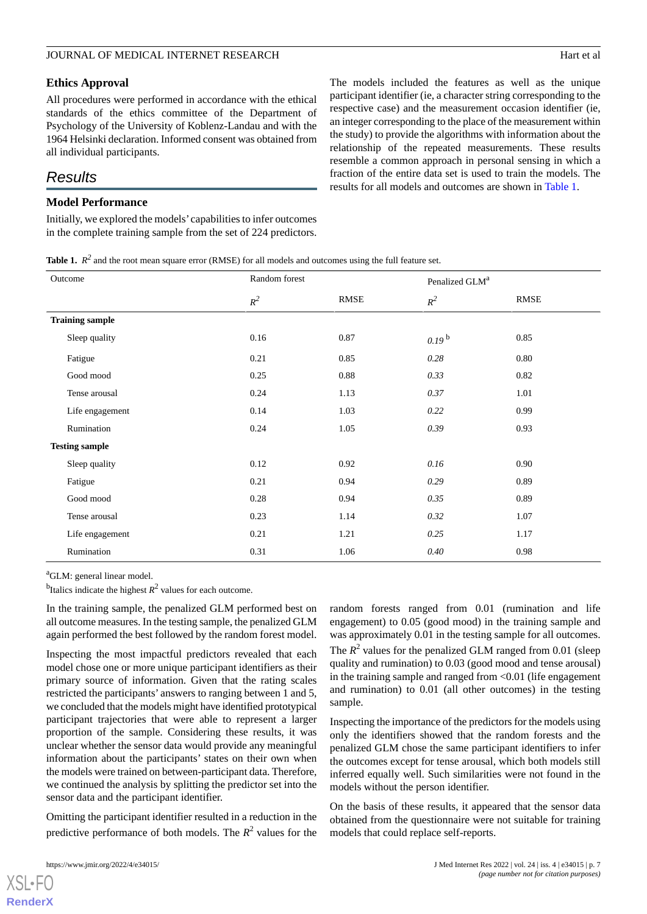### Ethics Approval

All procedures were performed in accordance with the ethical standards of the ethics committee of the Department of Psychology of the University of Koblenz-Landau and with the 1964 Helsinki declaration. Informed consent was obtained from all individual participants.

## Results

### Model Performance

Initially, we explored the models' capabilities to infer outcomes in the complete training sample from the set of 224 predictors. The models included the features as well as the unique participant identifier (ie, a character string corresponding to the respective case) and the measurement occasion identifier (ie, an integer corresponding to the place of the measurement within the study) to provide the algorithms with information about the relationship of the repeated measurements. These results resemble a common approach in personal sensing in which a fraction of the entire data set is used to train the models. The results for all models and outcomes are shown in Table 1.

**Table 1.** $R^2$ and the root mean square error (RMSE) for all models and outcomes using the full feature set.

| Outcome | Random forest | | Penalized GLM[a] | |
|---|---|---|---|---|
| | $R^2$ | RMSE | $R^2$ | RMSE |
| **Training sample** | | | | |
| Sleep quality | 0.16 | 0.87 | *0.19* [b] | 0.85 |
| Fatigue | 0.21 | 0.85 | *0.28* | 0.80 |
| Good mood | 0.25 | 0.88 | *0.33* | 0.82 |
| Tense arousal | 0.24 | 1.13 | *0.37* | 1.01 |
| Life engagement | 0.14 | 1.03 | *0.22* | 0.99 |
| Rumination | 0.24 | 1.05 | *0.39* | 0.93 |
| **Testing sample** | | | | |
| Sleep quality | 0.12 | 0.92 | *0.16* | 0.90 |
| Fatigue | 0.21 | 0.94 | *0.29* | 0.89 |
| Good mood | 0.28 | 0.94 | *0.35* | 0.89 |
| Tense arousal | 0.23 | 1.14 | *0.32* | 1.07 |
| Life engagement | 0.21 | 1.21 | *0.25* | 1.17 |
| Rumination | 0.31 | 1.06 | *0.40* | 0.98 |

[a]GLM: general linear model.

[b]Italics indicate the highest $R^2$ values for each outcome.

In the training sample, the penalized GLM performed best on all outcome measures. In the testing sample, the penalized GLM again performed the best followed by the random forest model.

Inspecting the most impactful predictors revealed that each model chose one or more unique participant identifiers as their primary source of information. Given that the rating scales restricted the participants' answers to ranging between 1 and 5, we concluded that the models might have identified prototypical participant trajectories that were able to represent a larger proportion of the sample. Considering these results, it was unclear whether the sensor data would provide any meaningful information about the participants' states on their own when the models were trained on between-participant data. Therefore, we continued the analysis by splitting the predictor set into the sensor data and the participant identifier.

Omitting the participant identifier resulted in a reduction in the predictive performance of both models. The $R^2$ values for the random forests ranged from 0.01 (rumination and life engagement) to 0.05 (good mood) in the training sample and was approximately 0.01 in the testing sample for all outcomes. The $R^2$ values for the penalized GLM ranged from 0.01 (sleep quality and rumination) to 0.03 (good mood and tense arousal) in the training sample and ranged from <0.01 (life engagement and rumination) to 0.01 (all other outcomes) in the testing sample.

Inspecting the importance of the predictors for the models using only the identifiers showed that the random forests and the penalized GLM chose the same participant identifiers to infer the outcomes except for tense arousal, which both models still inferred equally well. Such similarities were not found in the models without the person identifier.

On the basis of these results, it appeared that the sensor data obtained from the questionnaire were not suitable for training models that could replace self-reports.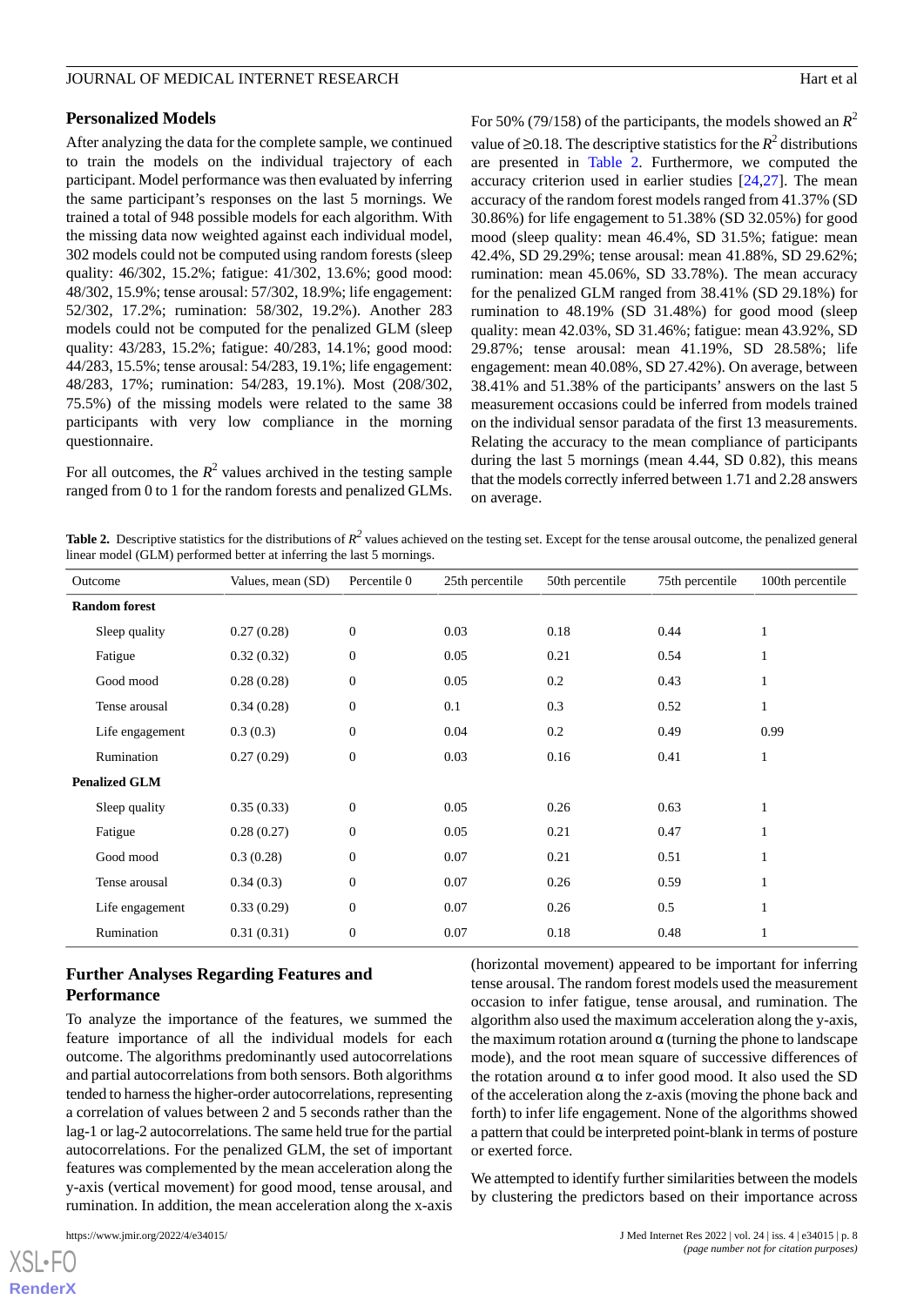### Personalized Models

After analyzing the data for the complete sample, we continued to train the models on the individual trajectory of each participant. Model performance was then evaluated by inferring the same participant's responses on the last 5 mornings. We trained a total of 948 possible models for each algorithm. With the missing data now weighted against each individual model, 302 models could not be computed using random forests (sleep quality: 46/302, 15.2%; fatigue: 41/302, 13.6%; good mood: 48/302, 15.9%; tense arousal: 57/302, 18.9%; life engagement: 52/302, 17.2%; rumination: 58/302, 19.2%). Another 283 models could not be computed for the penalized GLM (sleep quality: 43/283, 15.2%; fatigue: 40/283, 14.1%; good mood: 44/283, 15.5%; tense arousal: 54/283, 19.1%; life engagement: 48/283, 17%; rumination: 54/283, 19.1%). Most (208/302, 75.5%) of the missing models were related to the same 38 participants with very low compliance in the morning questionnaire.

For all outcomes, the $R^2$ values archived in the testing sample ranged from 0 to 1 for the random forests and penalized GLMs. For 50% (79/158) of the participants, the models showed an $R^2$ value of ≥0.18. The descriptive statistics for the $R^2$ distributions are presented in Table 2. Furthermore, we computed the accuracy criterion used in earlier studies [24,27]. The mean accuracy of the random forest models ranged from 41.37% (SD 30.86%) for life engagement to 51.38% (SD 32.05%) for good mood (sleep quality: mean 46.4%, SD 31.5%; fatigue: mean 42.4%, SD 29.29%; tense arousal: mean 41.88%, SD 29.62%; rumination: mean 45.06%, SD 33.78%). The mean accuracy for the penalized GLM ranged from 38.41% (SD 29.18%) for rumination to 48.19% (SD 31.48%) for good mood (sleep quality: mean 42.03%, SD 31.46%; fatigue: mean 43.92%, SD 29.87%; tense arousal: mean 41.19%, SD 28.58%; life engagement: mean 40.08%, SD 27.42%). On average, between 38.41% and 51.38% of the participants' answers on the last 5 measurement occasions could be inferred from models trained on the individual sensor paradata of the first 13 measurements. Relating the accuracy to the mean compliance of participants during the last 5 mornings (mean 4.44, SD 0.82), this means that the models correctly inferred between 1.71 and 2.28 answers on average.

**Table 2.** Descriptive statistics for the distributions of $R^2$ values achieved on the testing set. Except for the tense arousal outcome, the penalized general linear model (GLM) performed better at inferring the last 5 mornings.

| Outcome | Values, mean (SD) | Percentile 0 | 25th percentile | 50th percentile | 75th percentile | 100th percentile |
|---|---|---|---|---|---|---|
| **Random forest** | | | | | | |
| Sleep quality | 0.27 (0.28) | 0 | 0.03 | 0.18 | 0.44 | 1 |
| Fatigue | 0.32 (0.32) | 0 | 0.05 | 0.21 | 0.54 | 1 |
| Good mood | 0.28 (0.28) | 0 | 0.05 | 0.2 | 0.43 | 1 |
| Tense arousal | 0.34 (0.28) | 0 | 0.1 | 0.3 | 0.52 | 1 |
| Life engagement | 0.3 (0.3) | 0 | 0.04 | 0.2 | 0.49 | 0.99 |
| Rumination | 0.27 (0.29) | 0 | 0.03 | 0.16 | 0.41 | 1 |
| **Penalized GLM** | | | | | | |
| Sleep quality | 0.35 (0.33) | 0 | 0.05 | 0.26 | 0.63 | 1 |
| Fatigue | 0.28 (0.27) | 0 | 0.05 | 0.21 | 0.47 | 1 |
| Good mood | 0.3 (0.28) | 0 | 0.07 | 0.21 | 0.51 | 1 |
| Tense arousal | 0.34 (0.3) | 0 | 0.07 | 0.26 | 0.59 | 1 |
| Life engagement | 0.33 (0.29) | 0 | 0.07 | 0.26 | 0.5 | 1 |
| Rumination | 0.31 (0.31) | 0 | 0.07 | 0.18 | 0.48 | 1 |

### Further Analyses Regarding Features and Performance

To analyze the importance of the features, we summed the feature importance of all the individual models for each outcome. The algorithms predominantly used autocorrelations and partial autocorrelations from both sensors. Both algorithms tended to harness the higher-order autocorrelations, representing a correlation of values between 2 and 5 seconds rather than the lag-1 or lag-2 autocorrelations. The same held true for the partial autocorrelations. For the penalized GLM, the set of important features was complemented by the mean acceleration along the y-axis (vertical movement) for good mood, tense arousal, and rumination. In addition, the mean acceleration along the x-axis (horizontal movement) appeared to be important for inferring tense arousal. The random forest models used the measurement occasion to infer fatigue, tense arousal, and rumination. The algorithm also used the maximum acceleration along the y-axis, the maximum rotation around α (turning the phone to landscape mode), and the root mean square of successive differences of the rotation around α to infer good mood. It also used the SD of the acceleration along the z-axis (moving the phone back and forth) to infer life engagement. None of the algorithms showed a pattern that could be interpreted point-blank in terms of posture or exerted force.

We attempted to identify further similarities between the models by clustering the predictors based on their importance across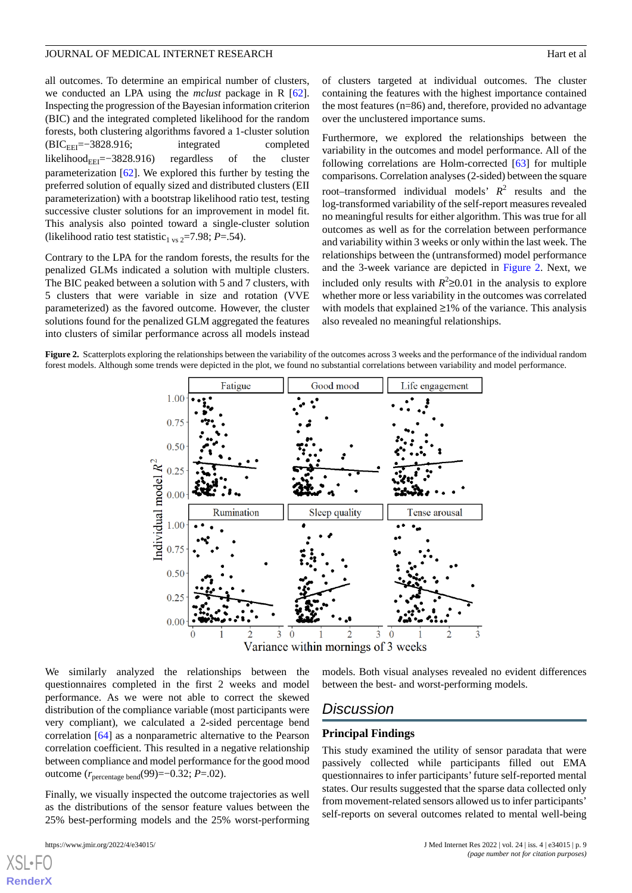all outcomes. To determine an empirical number of clusters, we conducted an LPA using the *mclust* package in R [62]. Inspecting the progression of the Bayesian information criterion (BIC) and the integrated completed likelihood for the random forests, both clustering algorithms favored a 1-cluster solution ($BIC_{EEI}$=−3828.916; integrated completed $likelihood_{EEI}$=−3828.916) regardless of the cluster parameterization [62]. We explored this further by testing the preferred solution of equally sized and distributed clusters (EII parameterization) with a bootstrap likelihood ratio test, testing successive cluster solutions for an improvement in model fit. This analysis also pointed toward a single-cluster solution (likelihood ratio test $statistic_{1 \text{ vs } 2}$=7.98; *P*=.54).

Contrary to the LPA for the random forests, the results for the penalized GLMs indicated a solution with multiple clusters. The BIC peaked between a solution with 5 and 7 clusters, with 5 clusters that were variable in size and rotation (VVE parameterized) as the favored outcome. However, the cluster solutions found for the penalized GLM aggregated the features into clusters of similar performance across all models instead of clusters targeted at individual outcomes. The cluster containing the features with the highest importance contained the most features (n=86) and, therefore, provided no advantage over the unclustered importance sums.

Furthermore, we explored the relationships between the variability in the outcomes and model performance. All of the following correlations are Holm-corrected [63] for multiple comparisons. Correlation analyses (2-sided) between the square root–transformed individual models' $R^2$ results and the log-transformed variability of the self-report measures revealed no meaningful results for either algorithm. This was true for all outcomes as well as for the correlation between performance and variability within 3 weeks or only within the last week. The relationships between the (untransformed) model performance and the 3-week variance are depicted in Figure 2. Next, we included only results with $R^2$≥0.01 in the analysis to explore whether more or less variability in the outcomes was correlated with models that explained ≥1% of the variance. This analysis also revealed no meaningful relationships.

**Figure 2.** Scatterplots exploring the relationships between the variability of the outcomes across 3 weeks and the performance of the individual random forest models. Although some trends were depicted in the plot, we found no substantial correlations between variability and model performance.

We similarly analyzed the relationships between the questionnaires completed in the first 2 weeks and model performance. As we were not able to correct the skewed distribution of the compliance variable (most participants were very compliant), we calculated a 2-sided percentage bend correlation [64] as a nonparametric alternative to the Pearson correlation coefficient. This resulted in a negative relationship between compliance and model performance for the good mood outcome ($r_{\text{percentage bend}}$(99)=−0.32; *P*=.02).

Finally, we visually inspected the outcome trajectories as well as the distributions of the sensor feature values between the 25% best-performing models and the 25% worst-performing models. Both visual analyses revealed no evident differences between the best- and worst-performing models.

## Discussion

### Principal Findings

This study examined the utility of sensor paradata that were passively collected while participants filled out EMA questionnaires to infer participants' future self-reported mental states. Our results suggested that the sparse data collected only from movement-related sensors allowed us to infer participants' self-reports on several outcomes related to mental well-being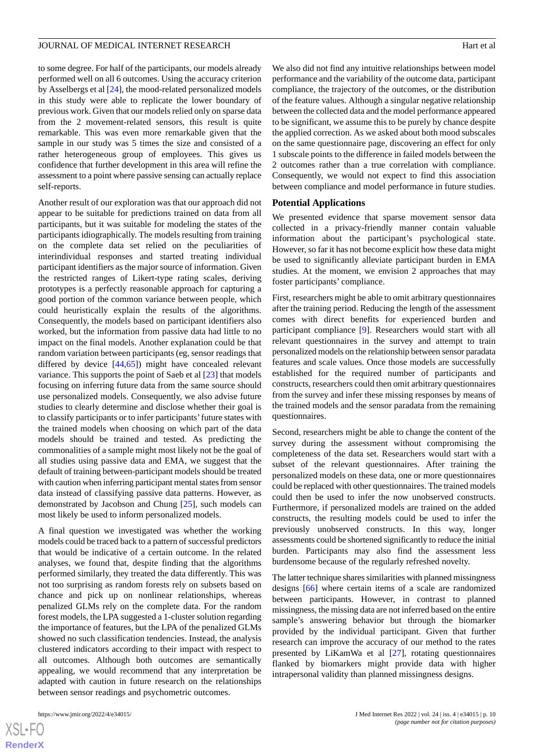to some degree. For half of the participants, our models already performed well on all 6 outcomes. Using the accuracy criterion by Asselbergs et al [24], the mood-related personalized models in this study were able to replicate the lower boundary of previous work. Given that our models relied only on sparse data from the 2 movement-related sensors, this result is quite remarkable. This was even more remarkable given that the sample in our study was 5 times the size and consisted of a rather heterogeneous group of employees. This gives us confidence that further development in this area will refine the assessment to a point where passive sensing can actually replace self-reports.

Another result of our exploration was that our approach did not appear to be suitable for predictions trained on data from all participants, but it was suitable for modeling the states of the participants idiographically. The models resulting from training on the complete data set relied on the peculiarities of interindividual responses and started treating individual participant identifiers as the major source of information. Given the restricted ranges of Likert-type rating scales, deriving prototypes is a perfectly reasonable approach for capturing a good portion of the common variance between people, which could heuristically explain the results of the algorithms. Consequently, the models based on participant identifiers also worked, but the information from passive data had little to no impact on the final models. Another explanation could be that random variation between participants (eg, sensor readings that differed by device [44,65]) might have concealed relevant variance. This supports the point of Saeb et al [23] that models focusing on inferring future data from the same source should use personalized models. Consequently, we also advise future studies to clearly determine and disclose whether their goal is to classify participants or to infer participants' future states with the trained models when choosing on which part of the data models should be trained and tested. As predicting the commonalities of a sample might most likely not be the goal of all studies using passive data and EMA, we suggest that the default of training between-participant models should be treated with caution when inferring participant mental states from sensor data instead of classifying passive data patterns. However, as demonstrated by Jacobson and Chung [25], such models can most likely be used to inform personalized models.

A final question we investigated was whether the working models could be traced back to a pattern of successful predictors that would be indicative of a certain outcome. In the related analyses, we found that, despite finding that the algorithms performed similarly, they treated the data differently. This was not too surprising as random forests rely on subsets based on chance and pick up on nonlinear relationships, whereas penalized GLMs rely on the complete data. For the random forest models, the LPA suggested a 1-cluster solution regarding the importance of features, but the LPA of the penalized GLMs showed no such classification tendencies. Instead, the analysis clustered indicators according to their impact with respect to all outcomes. Although both outcomes are semantically appealing, we would recommend that any interpretation be adapted with caution in future research on the relationships between sensor readings and psychometric outcomes.

We also did not find any intuitive relationships between model performance and the variability of the outcome data, participant compliance, the trajectory of the outcomes, or the distribution of the feature values. Although a singular negative relationship between the collected data and the model performance appeared to be significant, we assume this to be purely by chance despite the applied correction. As we asked about both mood subscales on the same questionnaire page, discovering an effect for only 1 subscale points to the difference in failed models between the 2 outcomes rather than a true correlation with compliance. Consequently, we would not expect to find this association between compliance and model performance in future studies.

## Potential Applications

We presented evidence that sparse movement sensor data collected in a privacy-friendly manner contain valuable information about the participant's psychological state. However, so far it has not become explicit how these data might be used to significantly alleviate participant burden in EMA studies. At the moment, we envision 2 approaches that may foster participants' compliance.

First, researchers might be able to omit arbitrary questionnaires after the training period. Reducing the length of the assessment comes with direct benefits for experienced burden and participant compliance [9]. Researchers would start with all relevant questionnaires in the survey and attempt to train personalized models on the relationship between sensor paradata features and scale values. Once those models are successfully established for the required number of participants and constructs, researchers could then omit arbitrary questionnaires from the survey and infer these missing responses by means of the trained models and the sensor paradata from the remaining questionnaires.

Second, researchers might be able to change the content of the survey during the assessment without compromising the completeness of the data set. Researchers would start with a subset of the relevant questionnaires. After training the personalized models on these data, one or more questionnaires could be replaced with other questionnaires. The trained models could then be used to infer the now unobserved constructs. Furthermore, if personalized models are trained on the added constructs, the resulting models could be used to infer the previously unobserved constructs. In this way, longer assessments could be shortened significantly to reduce the initial burden. Participants may also find the assessment less burdensome because of the regularly refreshed novelty.

The latter technique shares similarities with planned missingness designs [66] where certain items of a scale are randomized between participants. However, in contrast to planned missingness, the missing data are not inferred based on the entire sample's answering behavior but through the biomarker provided by the individual participant. Given that further research can improve the accuracy of our method to the rates presented by LiKamWa et al [27], rotating questionnaires flanked by biomarkers might provide data with higher intrapersonal validity than planned missingness designs.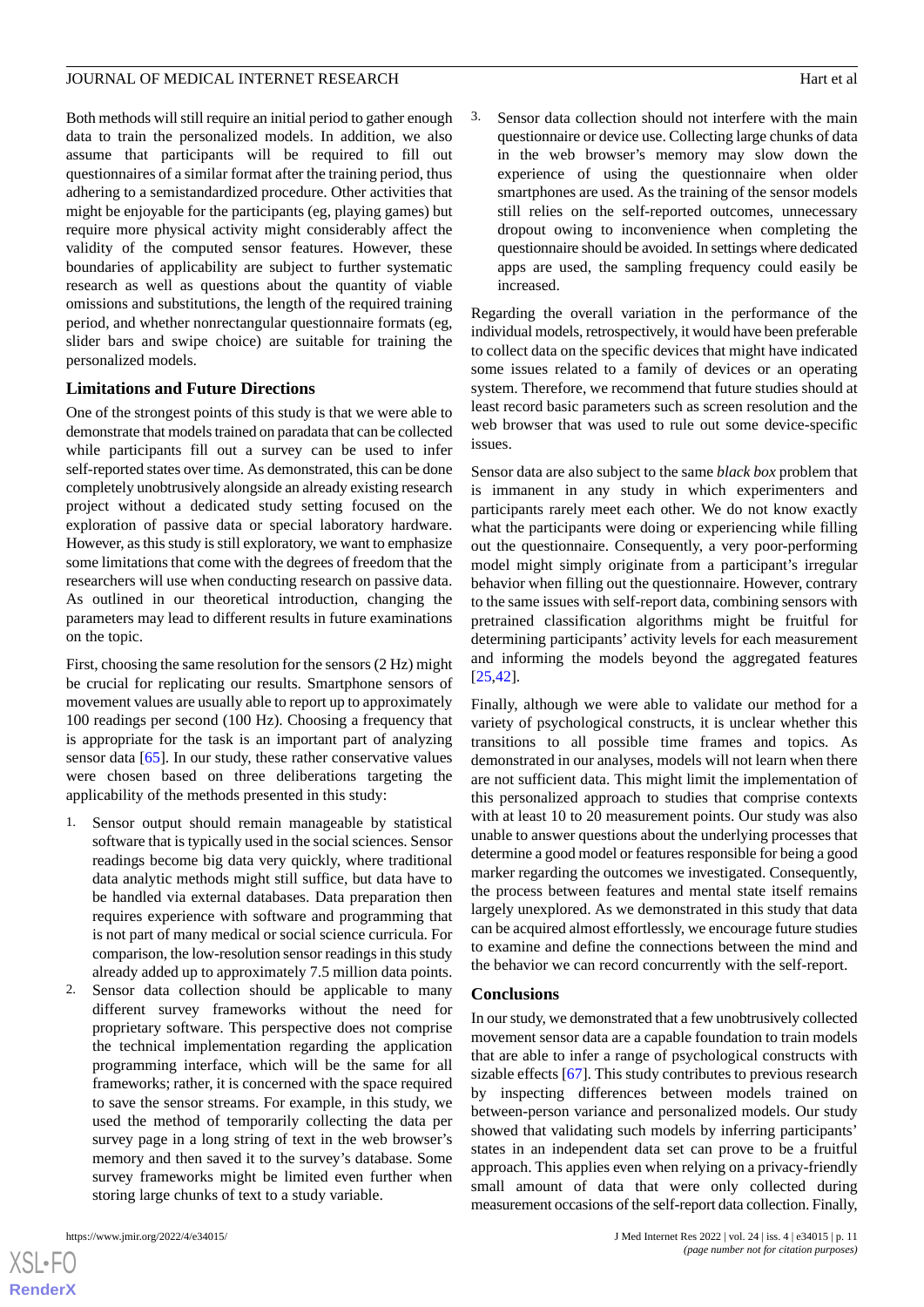Both methods will still require an initial period to gather enough data to train the personalized models. In addition, we also assume that participants will be required to fill out questionnaires of a similar format after the training period, thus adhering to a semistandardized procedure. Other activities that might be enjoyable for the participants (eg, playing games) but require more physical activity might considerably affect the validity of the computed sensor features. However, these boundaries of applicability are subject to further systematic research as well as questions about the quantity of viable omissions and substitutions, the length of the required training period, and whether nonrectangular questionnaire formats (eg, slider bars and swipe choice) are suitable for training the personalized models.

### Limitations and Future Directions

One of the strongest points of this study is that we were able to demonstrate that models trained on paradata that can be collected while participants fill out a survey can be used to infer self-reported states over time. As demonstrated, this can be done completely unobtrusively alongside an already existing research project without a dedicated study setting focused on the exploration of passive data or special laboratory hardware. However, as this study is still exploratory, we want to emphasize some limitations that come with the degrees of freedom that the researchers will use when conducting research on passive data. As outlined in our theoretical introduction, changing the parameters may lead to different results in future examinations on the topic.

First, choosing the same resolution for the sensors (2 Hz) might be crucial for replicating our results. Smartphone sensors of movement values are usually able to report up to approximately 100 readings per second (100 Hz). Choosing a frequency that is appropriate for the task is an important part of analyzing sensor data [65]. In our study, these rather conservative values were chosen based on three deliberations targeting the applicability of the methods presented in this study:

1. Sensor output should remain manageable by statistical software that is typically used in the social sciences. Sensor readings become big data very quickly, where traditional data analytic methods might still suffice, but data have to be handled via external databases. Data preparation then requires experience with software and programming that is not part of many medical or social science curricula. For comparison, the low-resolution sensor readings in this study already added up to approximately 7.5 million data points.
2. Sensor data collection should be applicable to many different survey frameworks without the need for proprietary software. This perspective does not comprise the technical implementation regarding the application programming interface, which will be the same for all frameworks; rather, it is concerned with the space required to save the sensor streams. For example, in this study, we used the method of temporarily collecting the data per survey page in a long string of text in the web browser's memory and then saved it to the survey's database. Some survey frameworks might be limited even further when storing large chunks of text to a study variable.
3. Sensor data collection should not interfere with the main questionnaire or device use. Collecting large chunks of data in the web browser's memory may slow down the experience of using the questionnaire when older smartphones are used. As the training of the sensor models still relies on the self-reported outcomes, unnecessary dropout owing to inconvenience when completing the questionnaire should be avoided. In settings where dedicated apps are used, the sampling frequency could easily be increased.

Regarding the overall variation in the performance of the individual models, retrospectively, it would have been preferable to collect data on the specific devices that might have indicated some issues related to a family of devices or an operating system. Therefore, we recommend that future studies should at least record basic parameters such as screen resolution and the web browser that was used to rule out some device-specific issues.

Sensor data are also subject to the same *black box* problem that is immanent in any study in which experimenters and participants rarely meet each other. We do not know exactly what the participants were doing or experiencing while filling out the questionnaire. Consequently, a very poor-performing model might simply originate from a participant's irregular behavior when filling out the questionnaire. However, contrary to the same issues with self-report data, combining sensors with pretrained classification algorithms might be fruitful for determining participants' activity levels for each measurement and informing the models beyond the aggregated features [25,42].

Finally, although we were able to validate our method for a variety of psychological constructs, it is unclear whether this transitions to all possible time frames and topics. As demonstrated in our analyses, models will not learn when there are not sufficient data. This might limit the implementation of this personalized approach to studies that comprise contexts with at least 10 to 20 measurement points. Our study was also unable to answer questions about the underlying processes that determine a good model or features responsible for being a good marker regarding the outcomes we investigated. Consequently, the process between features and mental state itself remains largely unexplored. As we demonstrated in this study that data can be acquired almost effortlessly, we encourage future studies to examine and define the connections between the mind and the behavior we can record concurrently with the self-report.

### Conclusions

In our study, we demonstrated that a few unobtrusively collected movement sensor data are a capable foundation to train models that are able to infer a range of psychological constructs with sizable effects [67]. This study contributes to previous research by inspecting differences between models trained on between-person variance and personalized models. Our study showed that validating such models by inferring participants' states in an independent data set can prove to be a fruitful approach. This applies even when relying on a privacy-friendly small amount of data that were only collected during measurement occasions of the self-report data collection. Finally,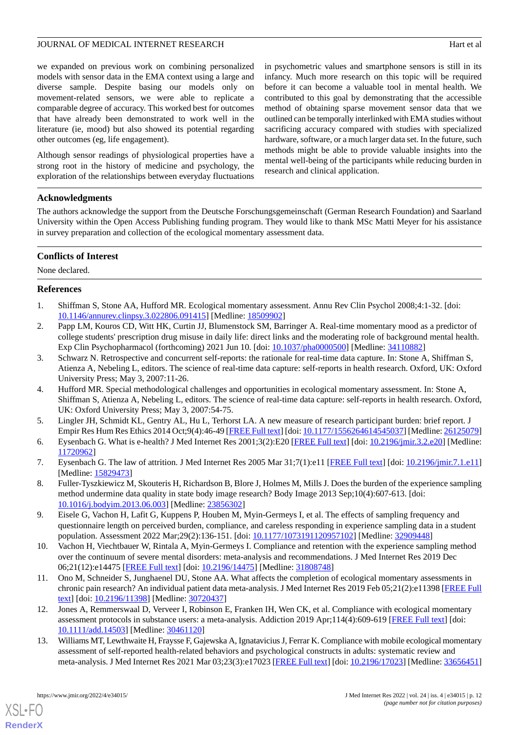we expanded on previous work on combining personalized models with sensor data in the EMA context using a large and diverse sample. Despite basing our models only on movement-related sensors, we were able to replicate a comparable degree of accuracy. This worked best for outcomes that have already been demonstrated to work well in the literature (ie, mood) but also showed its potential regarding other outcomes (eg, life engagement).

Although sensor readings of physiological properties have a strong root in the history of medicine and psychology, the exploration of the relationships between everyday fluctuations in psychometric values and smartphone sensors is still in its infancy. Much more research on this topic will be required before it can become a valuable tool in mental health. We contributed to this goal by demonstrating that the accessible method of obtaining sparse movement sensor data that we outlined can be temporally interlinked with EMA studies without sacrificing accuracy compared with studies with specialized hardware, software, or a much larger data set. In the future, such methods might be able to provide valuable insights into the mental well-being of the participants while reducing burden in research and clinical application.

## Acknowledgments

The authors acknowledge the support from the Deutsche Forschungsgemeinschaft (German Research Foundation) and Saarland University within the Open Access Publishing funding program. They would like to thank MSc Matti Meyer for his assistance in survey preparation and collection of the ecological momentary assessment data.

## Conflicts of Interest

None declared.

## References

1. Shiffman S, Stone AA, Hufford MR. Ecological momentary assessment. Annu Rev Clin Psychol 2008;4:1-32. [doi: 10.1146/annurev.clinpsy.3.022806.091415] [Medline: 18509902]
2. Papp LM, Kouros CD, Witt HK, Curtin JJ, Blumenstock SM, Barringer A. Real-time momentary mood as a predictor of college students' prescription drug misuse in daily life: direct links and the moderating role of background mental health. Exp Clin Psychopharmacol (forthcoming) 2021 Jun 10. [doi: 10.1037/pha0000500] [Medline: 34110882]
3. Schwarz N. Retrospective and concurrent self-reports: the rationale for real-time data capture. In: Stone A, Shiffman S, Atienza A, Nebeling L, editors. The science of real-time data capture: self-reports in health research. Oxford, UK: Oxford University Press; May 3, 2007:11-26.
4. Hufford MR. Special methodological challenges and opportunities in ecological momentary assessment. In: Stone A, Shiffman S, Atienza A, Nebeling L, editors. The science of real-time data capture: self-reports in health research. Oxford, UK: Oxford University Press; May 3, 2007:54-75.
5. Lingler JH, Schmidt KL, Gentry AL, Hu L, Terhorst LA. A new measure of research participant burden: brief report. J Empir Res Hum Res Ethics 2014 Oct;9(4):46-49 [FREE Full text] [doi: 10.1177/1556264614545037] [Medline: 26125079]
6. Eysenbach G. What is e-health? J Med Internet Res 2001;3(2):E20 [FREE Full text] [doi: 10.2196/jmir.3.2.e20] [Medline: 11720962]
7. Eysenbach G. The law of attrition. J Med Internet Res 2005 Mar 31;7(1):e11 [FREE Full text] [doi: 10.2196/jmir.7.1.e11] [Medline: 15829473]
8. Fuller-Tyszkiewicz M, Skouteris H, Richardson B, Blore J, Holmes M, Mills J. Does the burden of the experience sampling method undermine data quality in state body image research? Body Image 2013 Sep;10(4):607-613. [doi: 10.1016/j.bodyim.2013.06.003] [Medline: 23856302]
9. Eisele G, Vachon H, Lafit G, Kuppens P, Houben M, Myin-Germeys I, et al. The effects of sampling frequency and questionnaire length on perceived burden, compliance, and careless responding in experience sampling data in a student population. Assessment 2022 Mar;29(2):136-151. [doi: 10.1177/1073191120957102] [Medline: 32909448]
10. Vachon H, Viechtbauer W, Rintala A, Myin-Germeys I. Compliance and retention with the experience sampling method over the continuum of severe mental disorders: meta-analysis and recommendations. J Med Internet Res 2019 Dec 06;21(12):e14475 [FREE Full text] [doi: 10.2196/14475] [Medline: 31808748]
11. Ono M, Schneider S, Junghaenel DU, Stone AA. What affects the completion of ecological momentary assessments in chronic pain research? An individual patient data meta-analysis. J Med Internet Res 2019 Feb 05;21(2):e11398 [FREE Full text] [doi: 10.2196/11398] [Medline: 30720437]
12. Jones A, Remmerswaal D, Verveer I, Robinson E, Franken IH, Wen CK, et al. Compliance with ecological momentary assessment protocols in substance users: a meta-analysis. Addiction 2019 Apr;114(4):609-619 [FREE Full text] [doi: 10.1111/add.14503] [Medline: 30461120]
13. Williams MT, Lewthwaite H, Fraysse F, Gajewska A, Ignatavicius J, Ferrar K. Compliance with mobile ecological momentary assessment of self-reported health-related behaviors and psychological constructs in adults: systematic review and meta-analysis. J Med Internet Res 2021 Mar 03;23(3):e17023 [FREE Full text] [doi: 10.2196/17023] [Medline: 33656451]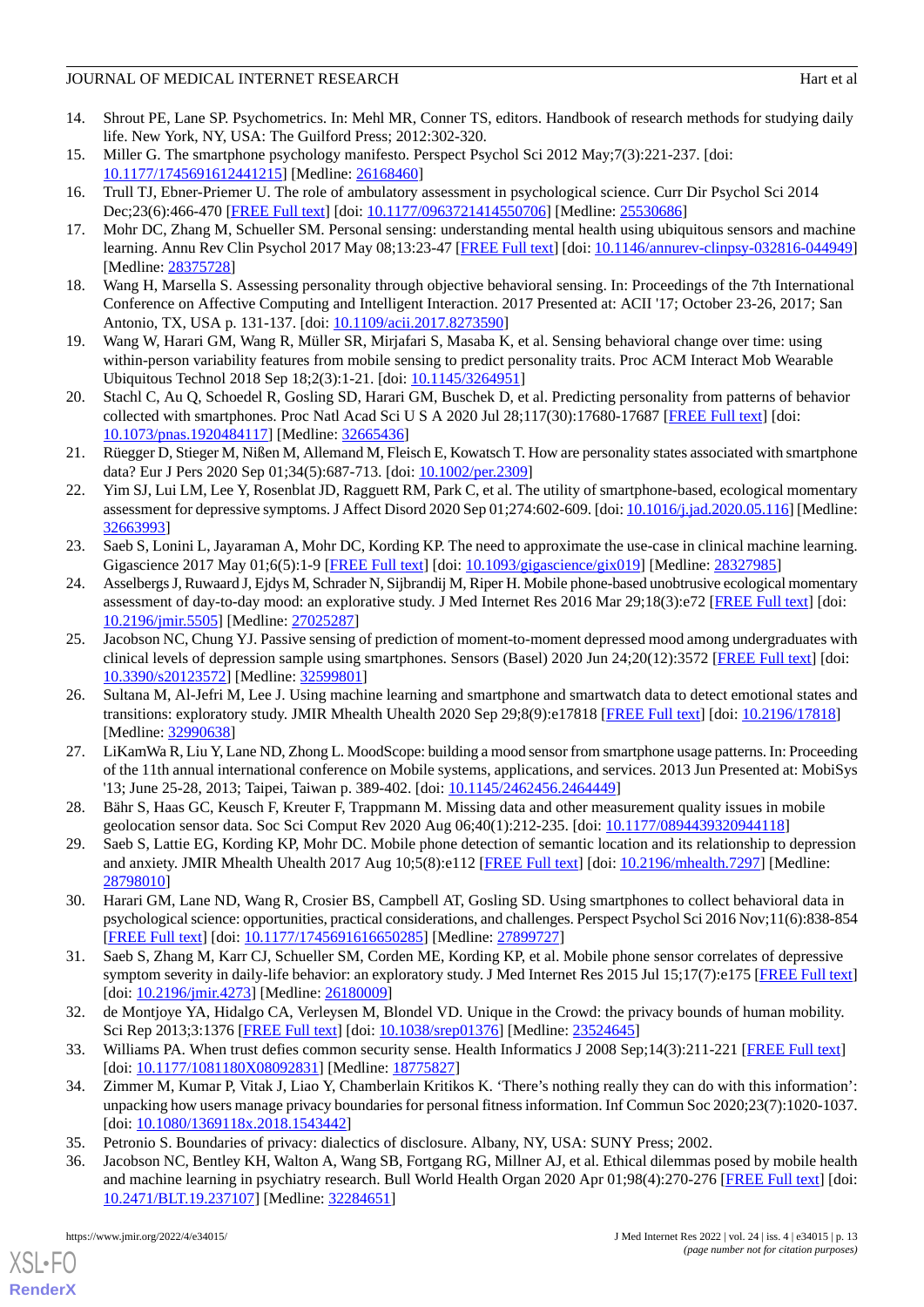14. Shrout PE, Lane SP. Psychometrics. In: Mehl MR, Conner TS, editors. Handbook of research methods for studying daily life. New York, NY, USA: The Guilford Press; 2012:302-320.
15. Miller G. The smartphone psychology manifesto. Perspect Psychol Sci 2012 May;7(3):221-237. [doi: 10.1177/1745691612441215] [Medline: 26168460]
16. Trull TJ, Ebner-Priemer U. The role of ambulatory assessment in psychological science. Curr Dir Psychol Sci 2014 Dec;23(6):466-470 [FREE Full text] [doi: 10.1177/0963721414550706] [Medline: 25530686]
17. Mohr DC, Zhang M, Schueller SM. Personal sensing: understanding mental health using ubiquitous sensors and machine learning. Annu Rev Clin Psychol 2017 May 08;13:23-47 [FREE Full text] [doi: 10.1146/annurev-clinpsy-032816-044949] [Medline: 28375728]
18. Wang H, Marsella S. Assessing personality through objective behavioral sensing. In: Proceedings of the 7th International Conference on Affective Computing and Intelligent Interaction. 2017 Presented at: ACII '17; October 23-26, 2017; San Antonio, TX, USA p. 131-137. [doi: 10.1109/acii.2017.8273590]
19. Wang W, Harari GM, Wang R, Müller SR, Mirjafari S, Masaba K, et al. Sensing behavioral change over time: using within-person variability features from mobile sensing to predict personality traits. Proc ACM Interact Mob Wearable Ubiquitous Technol 2018 Sep 18;2(3):1-21. [doi: 10.1145/3264951]
20. Stachl C, Au Q, Schoedel R, Gosling SD, Harari GM, Buschek D, et al. Predicting personality from patterns of behavior collected with smartphones. Proc Natl Acad Sci U S A 2020 Jul 28;117(30):17680-17687 [FREE Full text] [doi: 10.1073/pnas.1920484117] [Medline: 32665436]
21. Rüegger D, Stieger M, Nißen M, Allemand M, Fleisch E, Kowatsch T. How are personality states associated with smartphone data? Eur J Pers 2020 Sep 01;34(5):687-713. [doi: 10.1002/per.2309]
22. Yim SJ, Lui LM, Lee Y, Rosenblat JD, Ragguett RM, Park C, et al. The utility of smartphone-based, ecological momentary assessment for depressive symptoms. J Affect Disord 2020 Sep 01;274:602-609. [doi: 10.1016/j.jad.2020.05.116] [Medline: 32663993]
23. Saeb S, Lonini L, Jayaraman A, Mohr DC, Kording KP. The need to approximate the use-case in clinical machine learning. Gigascience 2017 May 01;6(5):1-9 [FREE Full text] [doi: 10.1093/gigascience/gix019] [Medline: 28327985]
24. Asselbergs J, Ruwaard J, Ejdys M, Schrader N, Sijbrandij M, Riper H. Mobile phone-based unobtrusive ecological momentary assessment of day-to-day mood: an explorative study. J Med Internet Res 2016 Mar 29;18(3):e72 [FREE Full text] [doi: 10.2196/jmir.5505] [Medline: 27025287]
25. Jacobson NC, Chung YJ. Passive sensing of prediction of moment-to-moment depressed mood among undergraduates with clinical levels of depression sample using smartphones. Sensors (Basel) 2020 Jun 24;20(12):3572 [FREE Full text] [doi: 10.3390/s20123572] [Medline: 32599801]
26. Sultana M, Al-Jefri M, Lee J. Using machine learning and smartphone and smartwatch data to detect emotional states and transitions: exploratory study. JMIR Mhealth Uhealth 2020 Sep 29;8(9):e17818 [FREE Full text] [doi: 10.2196/17818] [Medline: 32990638]
27. LiKamWa R, Liu Y, Lane ND, Zhong L. MoodScope: building a mood sensor from smartphone usage patterns. In: Proceeding of the 11th annual international conference on Mobile systems, applications, and services. 2013 Jun Presented at: MobiSys '13; June 25-28, 2013; Taipei, Taiwan p. 389-402. [doi: 10.1145/2462456.2464449]
28. Bähr S, Haas GC, Keusch F, Kreuter F, Trappmann M. Missing data and other measurement quality issues in mobile geolocation sensor data. Soc Sci Comput Rev 2020 Aug 06;40(1):212-235. [doi: 10.1177/0894439320944118]
29. Saeb S, Lattie EG, Kording KP, Mohr DC. Mobile phone detection of semantic location and its relationship to depression and anxiety. JMIR Mhealth Uhealth 2017 Aug 10;5(8):e112 [FREE Full text] [doi: 10.2196/mhealth.7297] [Medline: 28798010]
30. Harari GM, Lane ND, Wang R, Crosier BS, Campbell AT, Gosling SD. Using smartphones to collect behavioral data in psychological science: opportunities, practical considerations, and challenges. Perspect Psychol Sci 2016 Nov;11(6):838-854 [FREE Full text] [doi: 10.1177/1745691616650285] [Medline: 27899727]
31. Saeb S, Zhang M, Karr CJ, Schueller SM, Corden ME, Kording KP, et al. Mobile phone sensor correlates of depressive symptom severity in daily-life behavior: an exploratory study. J Med Internet Res 2015 Jul 15;17(7):e175 [FREE Full text] [doi: 10.2196/jmir.4273] [Medline: 26180009]
32. de Montjoye YA, Hidalgo CA, Verleysen M, Blondel VD. Unique in the Crowd: the privacy bounds of human mobility. Sci Rep 2013;3:1376 [FREE Full text] [doi: 10.1038/srep01376] [Medline: 23524645]
33. Williams PA. When trust defies common security sense. Health Informatics J 2008 Sep;14(3):211-221 [FREE Full text] [doi: 10.1177/1081180X08092831] [Medline: 18775827]
34. Zimmer M, Kumar P, Vitak J, Liao Y, Chamberlain Kritikos K. 'There's nothing really they can do with this information': unpacking how users manage privacy boundaries for personal fitness information. Inf Commun Soc 2020;23(7):1020-1037. [doi: 10.1080/1369118x.2018.1543442]
35. Petronio S. Boundaries of privacy: dialectics of disclosure. Albany, NY, USA: SUNY Press; 2002.
36. Jacobson NC, Bentley KH, Walton A, Wang SB, Fortgang RG, Millner AJ, et al. Ethical dilemmas posed by mobile health and machine learning in psychiatry research. Bull World Health Organ 2020 Apr 01;98(4):270-276 [FREE Full text] [doi: 10.2471/BLT.19.237107] [Medline: 32284651]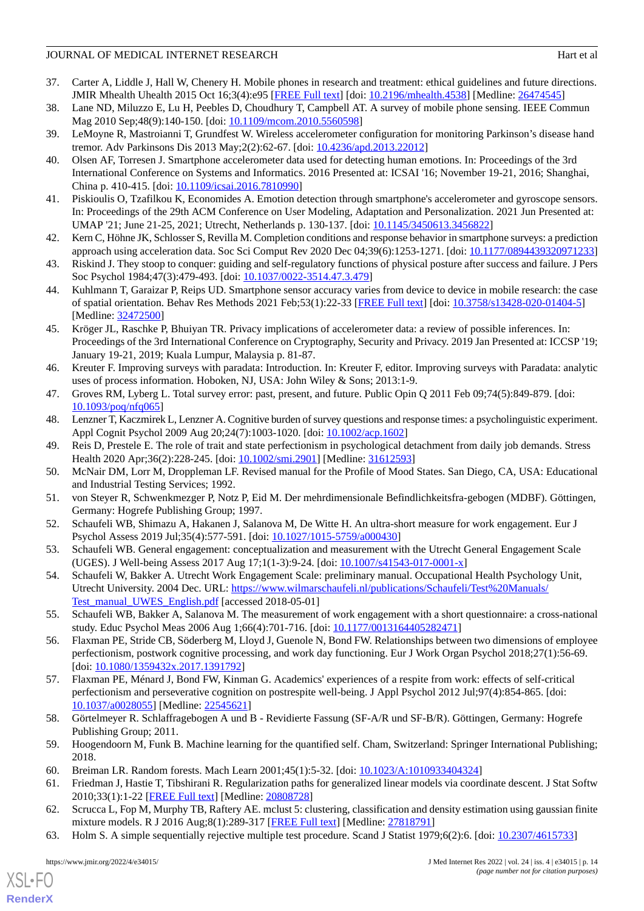37. Carter A, Liddle J, Hall W, Chenery H. Mobile phones in research and treatment: ethical guidelines and future directions. JMIR Mhealth Uhealth 2015 Oct 16;3(4):e95 [FREE Full text] [doi: 10.2196/mhealth.4538] [Medline: 26474545]
38. Lane ND, Miluzzo E, Lu H, Peebles D, Choudhury T, Campbell AT. A survey of mobile phone sensing. IEEE Commun Mag 2010 Sep;48(9):140-150. [doi: 10.1109/mcom.2010.5560598]
39. LeMoyne R, Mastroianni T, Grundfest W. Wireless accelerometer configuration for monitoring Parkinson's disease hand tremor. Adv Parkinsons Dis 2013 May;2(2):62-67. [doi: 10.4236/apd.2013.22012]
40. Olsen AF, Torresen J. Smartphone accelerometer data used for detecting human emotions. In: Proceedings of the 3rd International Conference on Systems and Informatics. 2016 Presented at: ICSAI '16; November 19-21, 2016; Shanghai, China p. 410-415. [doi: 10.1109/icsai.2016.7810990]
41. Piskioulis O, Tzafilkou K, Economides A. Emotion detection through smartphone's accelerometer and gyroscope sensors. In: Proceedings of the 29th ACM Conference on User Modeling, Adaptation and Personalization. 2021 Jun Presented at: UMAP '21; June 21-25, 2021; Utrecht, Netherlands p. 130-137. [doi: 10.1145/3450613.3456822]
42. Kern C, Höhne JK, Schlosser S, Revilla M. Completion conditions and response behavior in smartphone surveys: a prediction approach using acceleration data. Soc Sci Comput Rev 2020 Dec 04;39(6):1253-1271. [doi: 10.1177/0894439320971233]
43. Riskind J. They stoop to conquer: guiding and self-regulatory functions of physical posture after success and failure. J Pers Soc Psychol 1984;47(3):479-493. [doi: 10.1037/0022-3514.47.3.479]
44. Kuhlmann T, Garaizar P, Reips UD. Smartphone sensor accuracy varies from device to device in mobile research: the case of spatial orientation. Behav Res Methods 2021 Feb;53(1):22-33 [FREE Full text] [doi: 10.3758/s13428-020-01404-5] [Medline: 32472500]
45. Kröger JL, Raschke P, Bhuiyan TR. Privacy implications of accelerometer data: a review of possible inferences. In: Proceedings of the 3rd International Conference on Cryptography, Security and Privacy. 2019 Jan Presented at: ICCSP '19; January 19-21, 2019; Kuala Lumpur, Malaysia p. 81-87.
46. Kreuter F. Improving surveys with paradata: Introduction. In: Kreuter F, editor. Improving surveys with Paradata: analytic uses of process information. Hoboken, NJ, USA: John Wiley & Sons; 2013:1-9.
47. Groves RM, Lyberg L. Total survey error: past, present, and future. Public Opin Q 2011 Feb 09;74(5):849-879. [doi: 10.1093/poq/nfq065]
48. Lenzner T, Kaczmirek L, Lenzner A. Cognitive burden of survey questions and response times: a psycholinguistic experiment. Appl Cognit Psychol 2009 Aug 20;24(7):1003-1020. [doi: 10.1002/acp.1602]
49. Reis D, Prestele E. The role of trait and state perfectionism in psychological detachment from daily job demands. Stress Health 2020 Apr;36(2):228-245. [doi: 10.1002/smi.2901] [Medline: 31612593]
50. McNair DM, Lorr M, Droppleman LF. Revised manual for the Profile of Mood States. San Diego, CA, USA: Educational and Industrial Testing Services; 1992.
51. von Steyer R, Schwenkmezger P, Notz P, Eid M. Der mehrdimensionale Befindlichkeitsfra-gebogen (MDBF). Göttingen, Germany: Hogrefe Publishing Group; 1997.
52. Schaufeli WB, Shimazu A, Hakanen J, Salanova M, De Witte H. An ultra-short measure for work engagement. Eur J Psychol Assess 2019 Jul;35(4):577-591. [doi: 10.1027/1015-5759/a000430]
53. Schaufeli WB. General engagement: conceptualization and measurement with the Utrecht General Engagement Scale (UGES). J Well-being Assess 2017 Aug 17;1(1-3):9-24. [doi: 10.1007/s41543-017-0001-x]
54. Schaufeli W, Bakker A. Utrecht Work Engagement Scale: preliminary manual. Occupational Health Psychology Unit, Utrecht University. 2004 Dec. URL: https://www.wilmarschaufeli.nl/publications/Schaufeli/Test%20Manuals/Test_manual_UWES_English.pdf [accessed 2018-05-01]
55. Schaufeli WB, Bakker AB, Salanova M. The measurement of work engagement with a short questionnaire: a cross-national study. Educ Psychol Meas 2006 Aug 1;66(4):701-716. [doi: 10.1177/0013164405282471]
56. Flaxman PE, Stride CB, Söderberg M, Lloyd J, Guenole N, Bond FW. Relationships between two dimensions of employee perfectionism, postwork cognitive processing, and work day functioning. Eur J Work Organ Psychol 2018;27(1):56-69. [doi: 10.1080/1359432x.2017.1391792]
57. Flaxman PE, Ménard J, Bond FW, Kinman G. Academics' experiences of a respite from work: effects of self-critical perfectionism and perseverative cognition on postrespite well-being. J Appl Psychol 2012 Jul;97(4):854-865. [doi: 10.1037/a0028055] [Medline: 22545621]
58. Görtelmeyer R. Schlaffragebogen A und B - Revidierte Fassung (SF-A/R und SF-B/R). Göttingen, Germany: Hogrefe Publishing Group; 2011.
59. Hoogendoorn M, Funk B. Machine learning for the quantified self. Cham, Switzerland: Springer International Publishing; 2018.
60. Breiman LR. Random forests. Mach Learn 2001;45(1):5-32. [doi: 10.1023/A:1010933404324]
61. Friedman J, Hastie T, Tibshirani R. Regularization paths for generalized linear models via coordinate descent. J Stat Softw 2010;33(1):1-22 [FREE Full text] [Medline: 20808728]
62. Scrucca L, Fop M, Murphy TB, Raftery AE. mclust 5: clustering, classification and density estimation using gaussian finite mixture models. R J 2016 Aug;8(1):289-317 [FREE Full text] [Medline: 27818791]
63. Holm S. A simple sequentially rejective multiple test procedure. Scand J Statist 1979;6(2):6. [doi: 10.2307/4615733]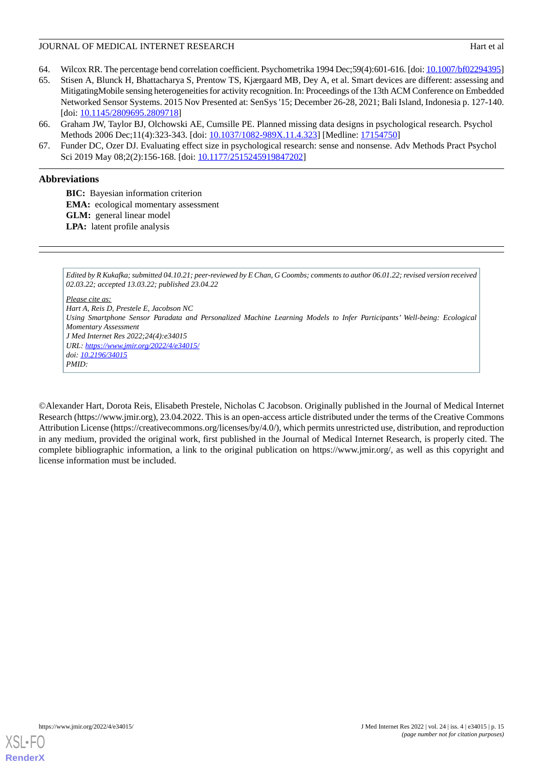64. Wilcox RR. The percentage bend correlation coefficient. Psychometrika 1994 Dec;59(4):601-616. [doi: 10.1007/bf02294395]
65. Stisen A, Blunck H, Bhattacharya S, Prentow TS, Kjærgaard MB, Dey A, et al. Smart devices are different: assessing and MitigatingMobile sensing heterogeneities for activity recognition. In: Proceedings of the 13th ACM Conference on Embedded Networked Sensor Systems. 2015 Nov Presented at: SenSys '15; December 26-28, 2021; Bali Island, Indonesia p. 127-140. [doi: 10.1145/2809695.2809718]
66. Graham JW, Taylor BJ, Olchowski AE, Cumsille PE. Planned missing data designs in psychological research. Psychol Methods 2006 Dec;11(4):323-343. [doi: 10.1037/1082-989X.11.4.323] [Medline: 17154750]
67. Funder DC, Ozer DJ. Evaluating effect size in psychological research: sense and nonsense. Adv Methods Pract Psychol Sci 2019 May 08;2(2):156-168. [doi: 10.1177/2515245919847202]

## Abbreviations

**BIC:** Bayesian information criterion
**EMA:** ecological momentary assessment
**GLM:** general linear model
**LPA:** latent profile analysis

*Edited by R Kukafka; submitted 04.10.21; peer-reviewed by E Chan, G Coombs; comments to author 06.01.22; revised version received 02.03.22; accepted 13.03.22; published 23.04.22*

*Please cite as:*
*Hart A, Reis D, Prestele E, Jacobson NC*
*Using Smartphone Sensor Paradata and Personalized Machine Learning Models to Infer Participants' Well-being: Ecological Momentary Assessment*
*J Med Internet Res 2022;24(4):e34015*
*URL: https://www.jmir.org/2022/4/e34015/*
*doi: 10.2196/34015*
*PMID:*

©Alexander Hart, Dorota Reis, Elisabeth Prestele, Nicholas C Jacobson. Originally published in the Journal of Medical Internet Research (https://www.jmir.org), 23.04.2022. This is an open-access article distributed under the terms of the Creative Commons Attribution License (https://creativecommons.org/licenses/by/4.0/), which permits unrestricted use, distribution, and reproduction in any medium, provided the original work, first published in the Journal of Medical Internet Research, is properly cited. The complete bibliographic information, a link to the original publication on https://www.jmir.org/, as well as this copyright and license information must be included.